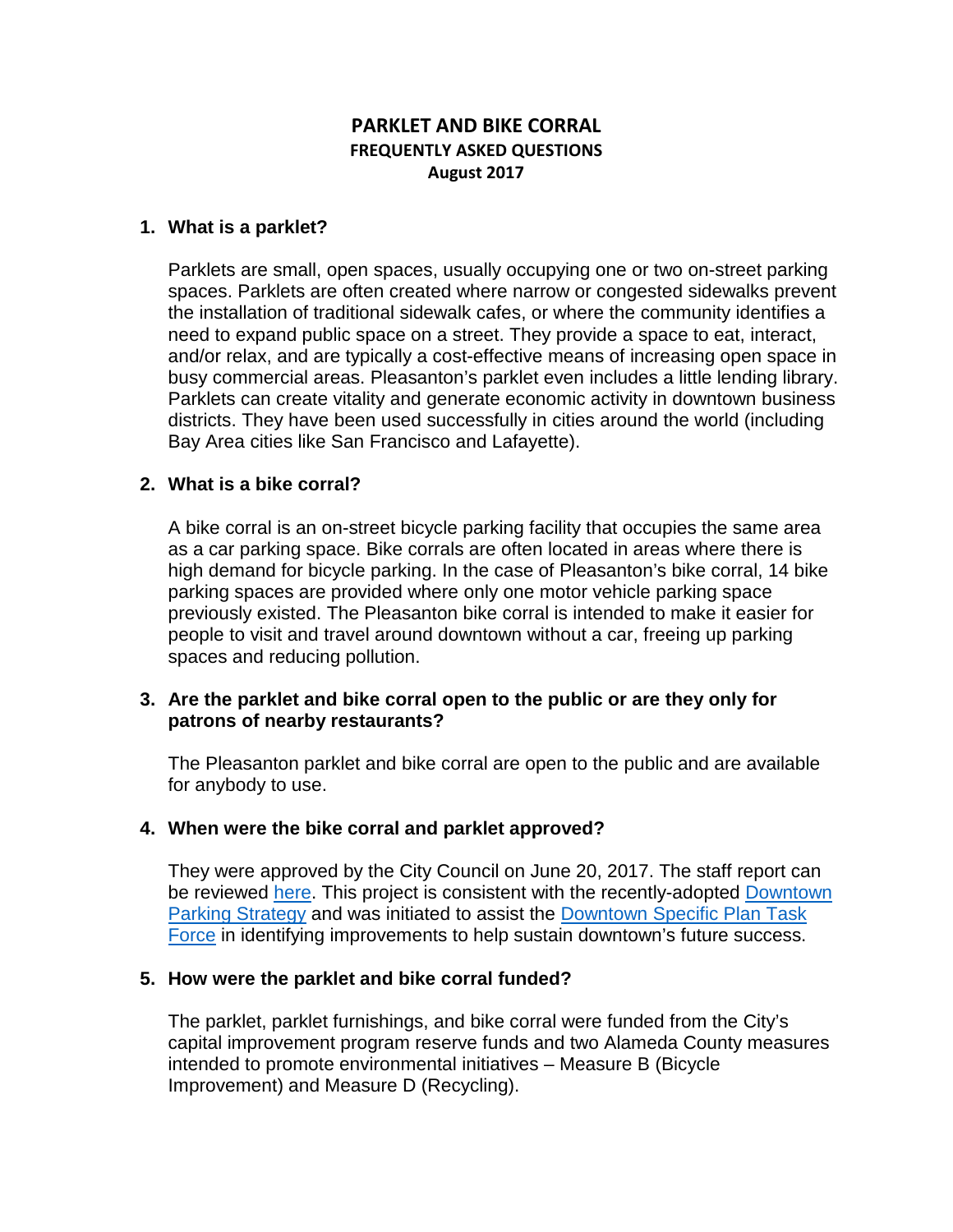# PARKLET AND BIKE CORRAL

## FREQUENTLY ASKED QUESTIONS

**August 2017**

1. **What is a parklet?**

   Parklets are small, open spaces, usually occupying one or two on-street parking spaces. Parklets are often created where narrow or congested sidewalks prevent the installation of traditional sidewalk cafes, or where the community identifies a need to expand public space on a street. They provide a space to eat, interact, and/or relax, and are typically a cost-effective means of increasing open space in busy commercial areas. Pleasanton's parklet even includes a little lending library. Parklets can create vitality and generate economic activity in downtown business districts. They have been used successfully in cities around the world (including Bay Area cities like San Francisco and Lafayette).

2. **What is a bike corral?**

   A bike corral is an on-street bicycle parking facility that occupies the same area as a car parking space. Bike corrals are often located in areas where there is high demand for bicycle parking. In the case of Pleasanton's bike corral, 14 bike parking spaces are provided where only one motor vehicle parking space previously existed. The Pleasanton bike corral is intended to make it easier for people to visit and travel around downtown without a car, freeing up parking spaces and reducing pollution.

3. **Are the parklet and bike corral open to the public or are they only for patrons of nearby restaurants?**

   The Pleasanton parklet and bike corral are open to the public and are available for anybody to use.

4. **When were the bike corral and parklet approved?**

   They were approved by the City Council on June 20, 2017. The staff report can be reviewed here. This project is consistent with the recently-adopted Downtown Parking Strategy and was initiated to assist the Downtown Specific Plan Task Force in identifying improvements to help sustain downtown's future success.

5. **How were the parklet and bike corral funded?**

   The parklet, parklet furnishings, and bike corral were funded from the City's capital improvement program reserve funds and two Alameda County measures intended to promote environmental initiatives – Measure B (Bicycle Improvement) and Measure D (Recycling).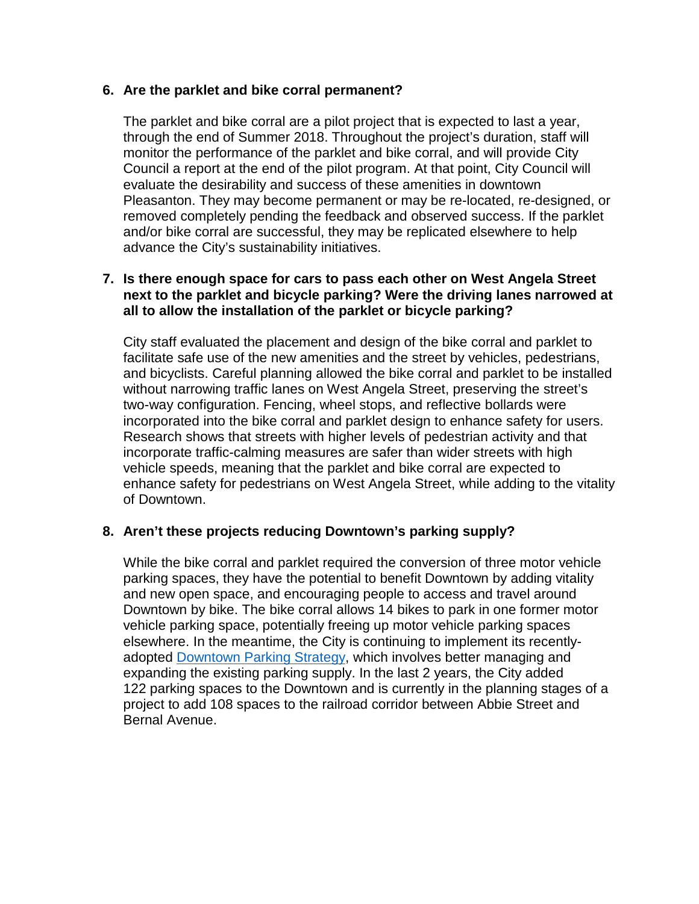**6. Are the parklet and bike corral permanent?**

The parklet and bike corral are a pilot project that is expected to last a year, through the end of Summer 2018. Throughout the project's duration, staff will monitor the performance of the parklet and bike corral, and will provide City Council a report at the end of the pilot program. At that point, City Council will evaluate the desirability and success of these amenities in downtown Pleasanton. They may become permanent or may be re-located, re-designed, or removed completely pending the feedback and observed success. If the parklet and/or bike corral are successful, they may be replicated elsewhere to help advance the City's sustainability initiatives.

**7. Is there enough space for cars to pass each other on West Angela Street next to the parklet and bicycle parking? Were the driving lanes narrowed at all to allow the installation of the parklet or bicycle parking?**

City staff evaluated the placement and design of the bike corral and parklet to facilitate safe use of the new amenities and the street by vehicles, pedestrians, and bicyclists. Careful planning allowed the bike corral and parklet to be installed without narrowing traffic lanes on West Angela Street, preserving the street's two-way configuration. Fencing, wheel stops, and reflective bollards were incorporated into the bike corral and parklet design to enhance safety for users. Research shows that streets with higher levels of pedestrian activity and that incorporate traffic-calming measures are safer than wider streets with high vehicle speeds, meaning that the parklet and bike corral are expected to enhance safety for pedestrians on West Angela Street, while adding to the vitality of Downtown.

**8. Aren't these projects reducing Downtown's parking supply?**

While the bike corral and parklet required the conversion of three motor vehicle parking spaces, they have the potential to benefit Downtown by adding vitality and new open space, and encouraging people to access and travel around Downtown by bike. The bike corral allows 14 bikes to park in one former motor vehicle parking space, potentially freeing up motor vehicle parking spaces elsewhere. In the meantime, the City is continuing to implement its recently-adopted Downtown Parking Strategy, which involves better managing and expanding the existing parking supply. In the last 2 years, the City added 122 parking spaces to the Downtown and is currently in the planning stages of a project to add 108 spaces to the railroad corridor between Abbie Street and Bernal Avenue.